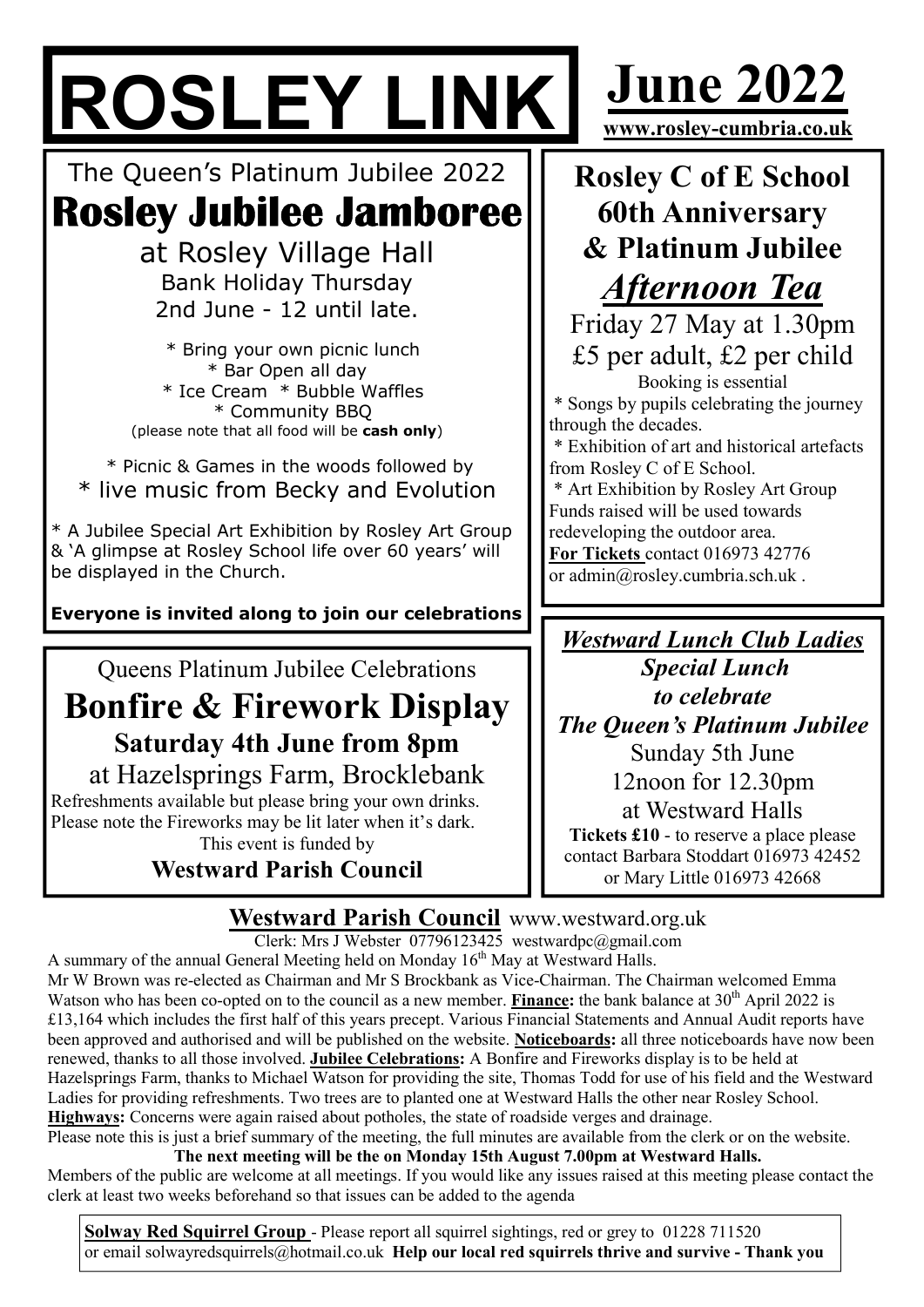# ROSLEY LINK

# June 2022

www.rosley-cumbria.co.uk

The Queen's Platinum Jubilee 2022

## Rosley Jubilee Jamboree

at Rosley Village Hall

Bank Holiday Thursday

2nd June - 12 until late.

* Bring your own picnic lunch
* Bar Open all day
* Ice Cream * Bubble Waffles
* Community BBQ

(please note that all food will be **cash only**)

* Picnic & Games in the woods followed by
* live music from Becky and Evolution

* A Jubilee Special Art Exhibition by Rosley Art Group & 'A glimpse at Rosley School life over 60 years' will be displayed in the Church.

**Everyone is invited along to join our celebrations**

## Rosley C of E School 60th Anniversary & Platinum Jubilee

## *Afternoon Tea*

Friday 27 May at 1.30pm

£5 per adult, £2 per child

Booking is essential

* Songs by pupils celebrating the journey through the decades.
* Exhibition of art and historical artefacts from Rosley C of E School.
* Art Exhibition by Rosley Art Group

Funds raised will be used towards redeveloping the outdoor area.

**For Tickets** contact 016973 42776 or admin@rosley.cumbria.sch.uk .

Queens Platinum Jubilee Celebrations

## Bonfire & Firework Display

**Saturday 4th June from 8pm**

at Hazelsprings Farm, Brocklebank

Refreshments available but please bring your own drinks.
Please note the Fireworks may be lit later when it's dark.

This event is funded by

**Westward Parish Council**

## *Westward Lunch Club Ladies Special Lunch to celebrate The Queen's Platinum Jubilee*

Sunday 5th June

12noon for 12.30pm

at Westward Halls

**Tickets £10** - to reserve a place please contact Barbara Stoddart 016973 42452 or Mary Little 016973 42668

## Westward Parish Council www.westward.org.uk

Clerk: Mrs J Webster 07796123425 westwardpc@gmail.com

A summary of the annual General Meeting held on Monday 16th May at Westward Halls.

Mr W Brown was re-elected as Chairman and Mr S Brockbank as Vice-Chairman. The Chairman welcomed Emma Watson who has been co-opted on to the council as a new member. **Finance:** the bank balance at 30th April 2022 is £13,164 which includes the first half of this years precept. Various Financial Statements and Annual Audit reports have been approved and authorised and will be published on the website. **Noticeboards:** all three noticeboards have now been renewed, thanks to all those involved. **Jubilee Celebrations:** A Bonfire and Fireworks display is to be held at Hazelsprings Farm, thanks to Michael Watson for providing the site, Thomas Todd for use of his field and the Westward Ladies for providing refreshments. Two trees are to planted one at Westward Halls the other near Rosley School. **Highways:** Concerns were again raised about potholes, the state of roadside verges and drainage.

Please note this is just a brief summary of the meeting, the full minutes are available from the clerk or on the website.

**The next meeting will be the on Monday 15th August 7.00pm at Westward Halls.**

Members of the public are welcome at all meetings. If you would like any issues raised at this meeting please contact the clerk at least two weeks beforehand so that issues can be added to the agenda

**Solway Red Squirrel Group** - Please report all squirrel sightings, red or grey to 01228 711520 or email solwayredsquirrels@hotmail.co.uk **Help our local red squirrels thrive and survive - Thank you**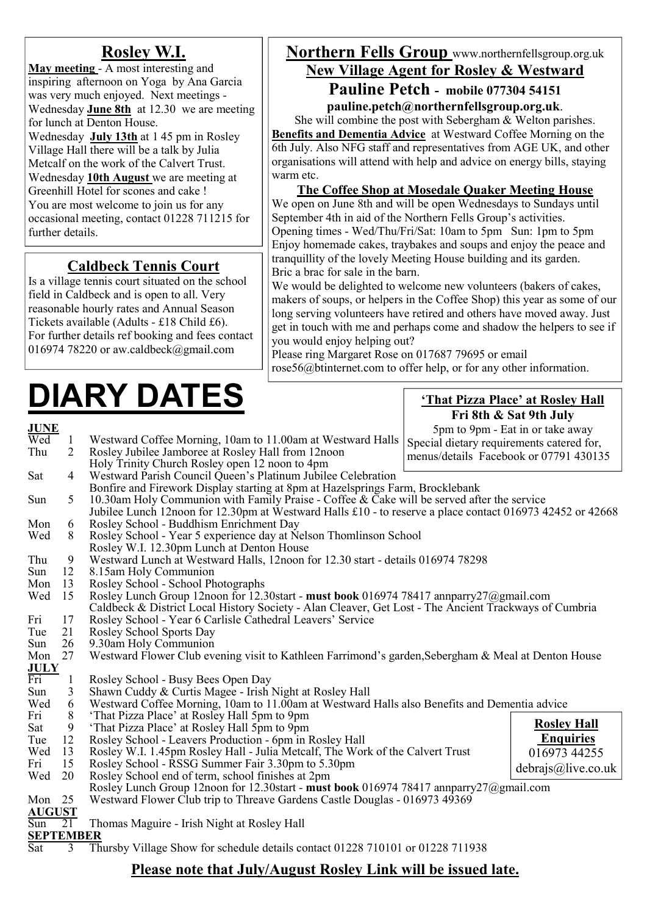## Rosley W.I.

**May meeting** - A most interesting and inspiring afternoon on Yoga by Ana Garcia was very much enjoyed. Next meetings - Wednesday **June 8th** at 12.30 we are meeting for lunch at Denton House.
Wednesday **July 13th** at 1 45 pm in Rosley Village Hall there will be a talk by Julia Metcalf on the work of the Calvert Trust.
Wednesday **10th August** we are meeting at Greenhill Hotel for scones and cake !
You are most welcome to join us for any occasional meeting, contact 01228 711215 for further details.

## Caldbeck Tennis Court

Is a village tennis court situated on the school field in Caldbeck and is open to all. Very reasonable hourly rates and Annual Season Tickets available (Adults - £18 Child £6).
For further details ref booking and fees contact 016974 78220 or aw.caldbeck@gmail.com

## Northern Fells Group www.northernfellsgroup.org.uk

### New Village Agent for Rosley & Westward

### Pauline Petch - mobile 077304 54151

**pauline.petch@northernfellsgroup.org.uk**.

She will combine the post with Sebergham & Welton parishes.
**Benefits and Dementia Advice** at Westward Coffee Morning on the 6th July. Also NFG staff and representatives from AGE UK, and other organisations will attend with help and advice on energy bills, staying warm etc.

### The Coffee Shop at Mosedale Quaker Meeting House

We open on June 8th and will be open Wednesdays to Sundays until September 4th in aid of the Northern Fells Group's activities.
Opening times - Wed/Thu/Fri/Sat: 10am to 5pm Sun: 1pm to 5pm
Enjoy homemade cakes, traybakes and soups and enjoy the peace and tranquillity of the lovely Meeting House building and its garden.
Bric a brac for sale in the barn.
We would be delighted to welcome new volunteers (bakers of cakes, makers of soups, or helpers in the Coffee Shop) this year as some of our long serving volunteers have retired and others have moved away. Just get in touch with me and perhaps come and shadow the helpers to see if you would enjoy helping out?
Please ring Margaret Rose on 017687 79695 or email rose56@btinternet.com to offer help, or for any other information.

# DIARY DATES

**'That Pizza Place' at Rosley Hall**
**Fri 8th & Sat 9th July**
5pm to 9pm - Eat in or take away
Special dietary requirements catered for, menus/details Facebook or 07791 430135

**JUNE**

| | | |
|---|---|---|
| Wed | 1 | Westward Coffee Morning, 10am to 11.00am at Westward Halls |
| Thu | 2 | Rosley Jubilee Jamboree at Rosley Hall from 12noon<br>Holy Trinity Church Rosley open 12 noon to 4pm |
| Sat | 4 | Westward Parish Council Queen's Platinum Jubilee Celebration<br>Bonfire and Firework Display starting at 8pm at Hazelsprings Farm, Brocklebank |
| Sun | 5 | 10.30am Holy Communion with Family Praise - Coffee & Cake will be served after the service<br>Jubilee Lunch 12noon for 12.30pm at Westward Halls £10 - to reserve a place contact 016973 42452 or 42668 |
| Mon | 6 | Rosley School - Buddhism Enrichment Day |
| Wed | 8 | Rosley School - Year 5 experience day at Nelson Thomlinson School<br>Rosley W.I. 12.30pm Lunch at Denton House |
| Thu | 9 | Westward Lunch at Westward Halls, 12noon for 12.30 start - details 016974 78298 |
| Sun | 12 | 8.15am Holy Communion |
| Mon | 13 | Rosley School - School Photographs |
| Wed | 15 | Rosley Lunch Group 12noon for 12.30start - **must book** 016974 78417 annparry27@gmail.com<br>Caldbeck & District Local History Society - Alan Cleaver, Get Lost - The Ancient Trackways of Cumbria |
| Fri | 17 | Rosley School - Year 6 Carlisle Cathedral Leavers' Service |
| Tue | 21 | Rosley School Sports Day |
| Sun | 26 | 9.30am Holy Communion |
| Mon | 27 | Westward Flower Club evening visit to Kathleen Farrimond's garden,Sebergham & Meal at Denton House |

**JULY**

| | | |
|---|---|---|
| Fri | 1 | Rosley School - Busy Bees Open Day |
| Sun | 3 | Shawn Cuddy & Curtis Magee - Irish Night at Rosley Hall |
| Wed | 6 | Westward Coffee Morning, 10am to 11.00am at Westward Halls also Benefits and Dementia advice |
| Fri | 8 | 'That Pizza Place' at Rosley Hall 5pm to 9pm |
| Sat | 9 | 'That Pizza Place' at Rosley Hall 5pm to 9pm |
| Tue | 12 | Rosley School - Leavers Production - 6pm in Rosley Hall |
| Wed | 13 | Rosley W.I. 1.45pm Rosley Hall - Julia Metcalf, The Work of the Calvert Trust |
| Fri | 15 | Rosley School - RSSG Summer Fair 3.30pm to 5.30pm |
| Wed | 20 | Rosley School end of term, school finishes at 2pm<br>Rosley Lunch Group 12noon for 12.30start - **must book** 016974 78417 annparry27@gmail.com |
| Mon | 25 | Westward Flower Club trip to Threave Gardens Castle Douglas - 016973 49369 |

**AUGUST**

| | | |
|---|---|---|
| Sun | 21 | Thomas Maguire - Irish Night at Rosley Hall |

**SEPTEMBER**

| | | |
|---|---|---|
| Sat | 3 | Thursby Village Show for schedule details contact 01228 710101 or 01228 711938 |

**Rosley Hall Enquiries**
016973 44255
debrajs@live.co.uk

**Please note that July/August Rosley Link will be issued late.**